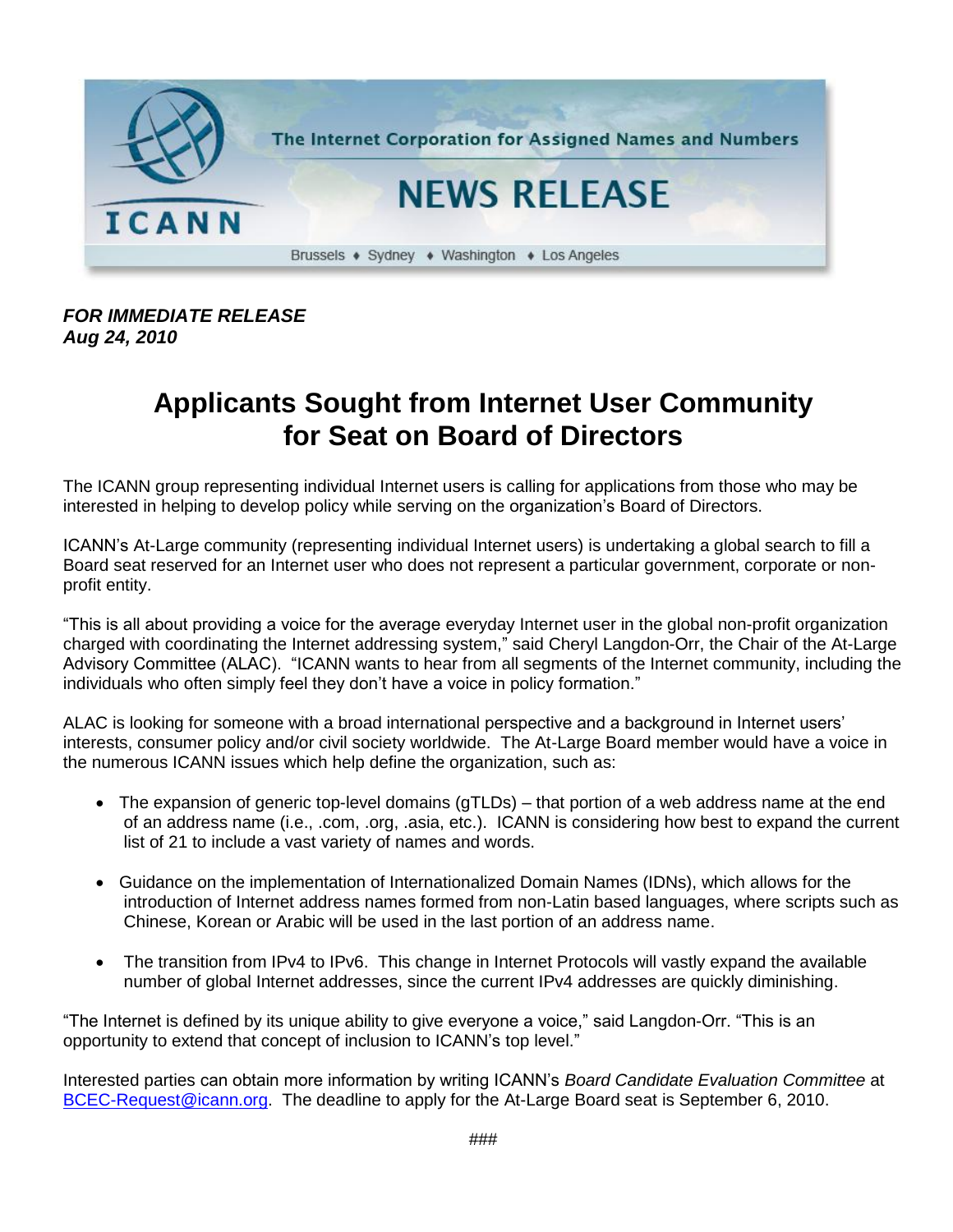The Internet Corporation for Assigned Names and Numbers

ICANN

# NEWS RELEASE

Brussels ♦ Sydney ♦ Washington ♦ Los Angeles

***FOR IMMEDIATE RELEASE***
***Aug 24, 2010***

# Applicants Sought from Internet User Community for Seat on Board of Directors

The ICANN group representing individual Internet users is calling for applications from those who may be interested in helping to develop policy while serving on the organization's Board of Directors.

ICANN's At-Large community (representing individual Internet users) is undertaking a global search to fill a Board seat reserved for an Internet user who does not represent a particular government, corporate or non-profit entity.

"This is all about providing a voice for the average everyday Internet user in the global non-profit organization charged with coordinating the Internet addressing system," said Cheryl Langdon-Orr, the Chair of the At-Large Advisory Committee (ALAC). "ICANN wants to hear from all segments of the Internet community, including the individuals who often simply feel they don't have a voice in policy formation."

ALAC is looking for someone with a broad international perspective and a background in Internet users' interests, consumer policy and/or civil society worldwide. The At-Large Board member would have a voice in the numerous ICANN issues which help define the organization, such as:

- The expansion of generic top-level domains (gTLDs) – that portion of a web address name at the end of an address name (i.e., .com, .org, .asia, etc.). ICANN is considering how best to expand the current list of 21 to include a vast variety of names and words.

- Guidance on the implementation of Internationalized Domain Names (IDNs), which allows for the introduction of Internet address names formed from non-Latin based languages, where scripts such as Chinese, Korean or Arabic will be used in the last portion of an address name.

- The transition from IPv4 to IPv6. This change in Internet Protocols will vastly expand the available number of global Internet addresses, since the current IPv4 addresses are quickly diminishing.

"The Internet is defined by its unique ability to give everyone a voice," said Langdon-Orr. "This is an opportunity to extend that concept of inclusion to ICANN's top level."

Interested parties can obtain more information by writing ICANN's *Board Candidate Evaluation Committee* at BCEC-Request@icann.org. The deadline to apply for the At-Large Board seat is September 6, 2010.

###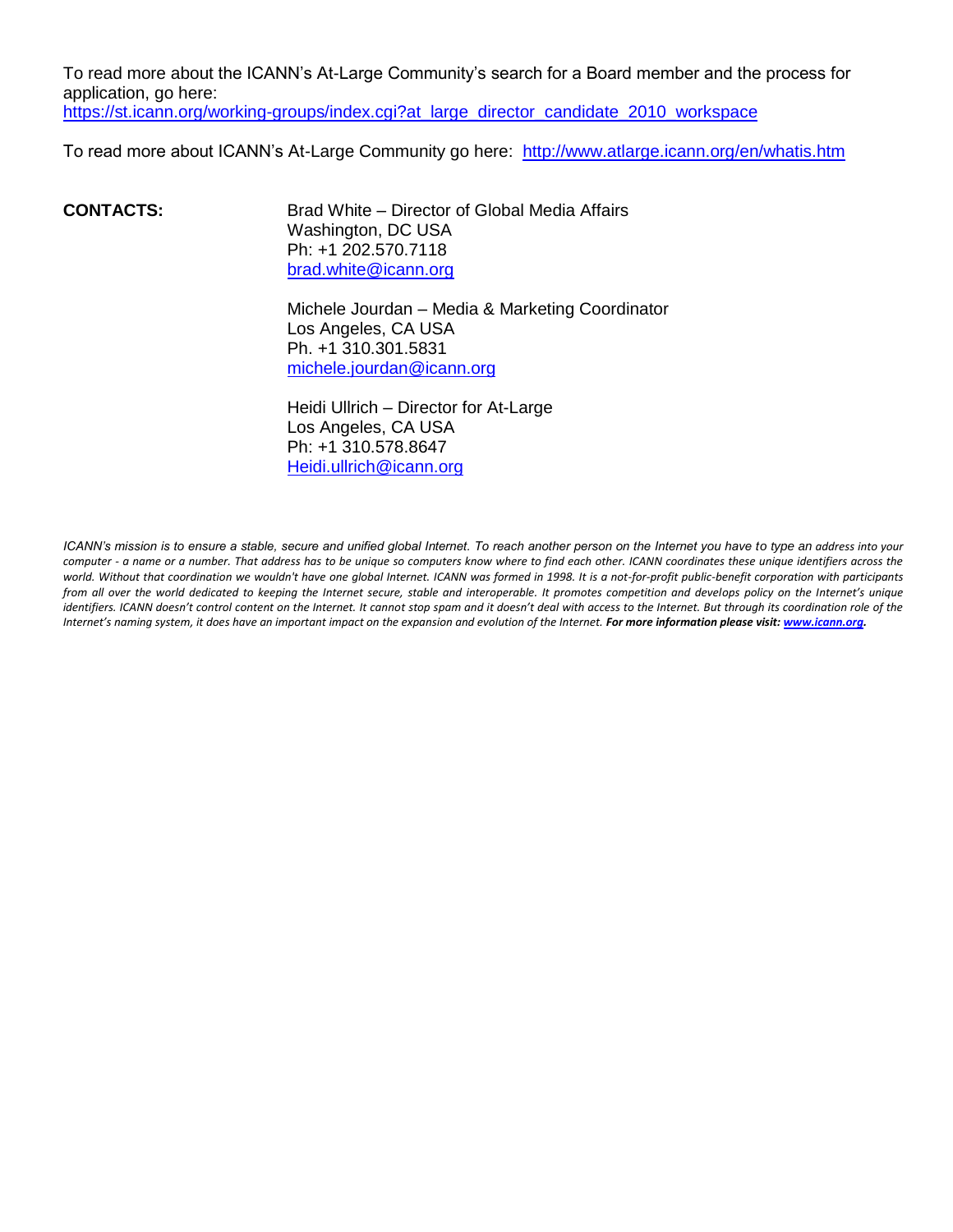To read more about the ICANN's At-Large Community's search for a Board member and the process for application, go here: https://st.icann.org/working-groups/index.cgi?at_large_director_candidate_2010_workspace

To read more about ICANN's At-Large Community go here: http://www.atlarge.icann.org/en/whatis.htm

**CONTACTS:**

Brad White – Director of Global Media Affairs
Washington, DC USA
Ph: +1 202.570.7118
brad.white@icann.org

Michele Jourdan – Media & Marketing Coordinator
Los Angeles, CA USA
Ph. +1 310.301.5831
michele.jourdan@icann.org

Heidi Ullrich – Director for At-Large
Los Angeles, CA USA
Ph: +1 310.578.8647
Heidi.ullrich@icann.org

*ICANN's mission is to ensure a stable, secure and unified global Internet. To reach another person on the Internet you have to type an address into your computer - a name or a number. That address has to be unique so computers know where to find each other. ICANN coordinates these unique identifiers across the world. Without that coordination we wouldn't have one global Internet. ICANN was formed in 1998. It is a not-for-profit public-benefit corporation with participants from all over the world dedicated to keeping the Internet secure, stable and interoperable. It promotes competition and develops policy on the Internet's unique identifiers. ICANN doesn't control content on the Internet. It cannot stop spam and it doesn't deal with access to the Internet. But through its coordination role of the Internet's naming system, it does have an important impact on the expansion and evolution of the Internet.* ***For more information please visit: www.icann.org.***